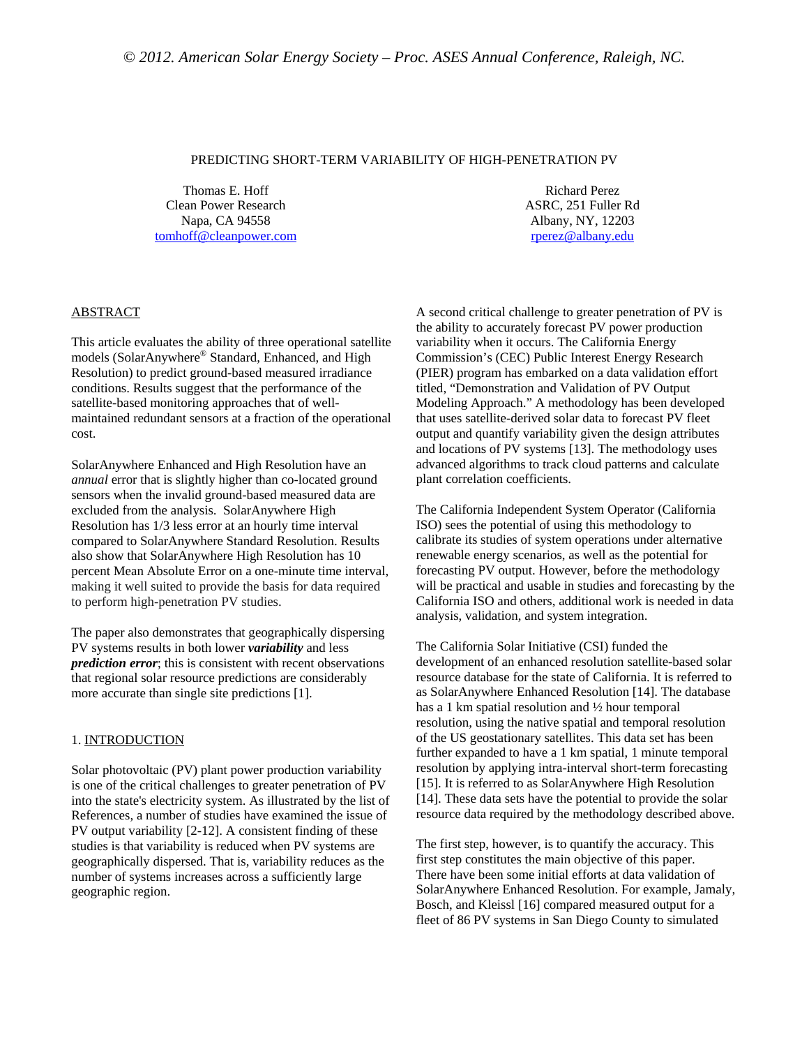© 2012. American Solar Energy Society – Proc. ASES Annual Conference, Raleigh, NC.

# PREDICTING SHORT-TERM VARIABILITY OF HIGH-PENETRATION PV

Thomas E. Hoff
Clean Power Research
Napa, CA 94558
tomhoff@cleanpower.com

Richard Perez
ASRC, 251 Fuller Rd
Albany, NY, 12203
rperez@albany.edu

## ABSTRACT

This article evaluates the ability of three operational satellite models (SolarAnywhere® Standard, Enhanced, and High Resolution) to predict ground-based measured irradiance conditions. Results suggest that the performance of the satellite-based monitoring approaches that of well-maintained redundant sensors at a fraction of the operational cost.

SolarAnywhere Enhanced and High Resolution have an *annual* error that is slightly higher than co-located ground sensors when the invalid ground-based measured data are excluded from the analysis. SolarAnywhere High Resolution has 1/3 less error at an hourly time interval compared to SolarAnywhere Standard Resolution. Results also show that SolarAnywhere High Resolution has 10 percent Mean Absolute Error on a one-minute time interval, making it well suited to provide the basis for data required to perform high-penetration PV studies.

The paper also demonstrates that geographically dispersing PV systems results in both lower ***variability*** and less ***prediction error***; this is consistent with recent observations that regional solar resource predictions are considerably more accurate than single site predictions [1].

## 1. INTRODUCTION

Solar photovoltaic (PV) plant power production variability is one of the critical challenges to greater penetration of PV into the state's electricity system. As illustrated by the list of References, a number of studies have examined the issue of PV output variability [2-12]. A consistent finding of these studies is that variability is reduced when PV systems are geographically dispersed. That is, variability reduces as the number of systems increases across a sufficiently large geographic region.

A second critical challenge to greater penetration of PV is the ability to accurately forecast PV power production variability when it occurs. The California Energy Commission's (CEC) Public Interest Energy Research (PIER) program has embarked on a data validation effort titled, "Demonstration and Validation of PV Output Modeling Approach." A methodology has been developed that uses satellite-derived solar data to forecast PV fleet output and quantify variability given the design attributes and locations of PV systems [13]. The methodology uses advanced algorithms to track cloud patterns and calculate plant correlation coefficients.

The California Independent System Operator (California ISO) sees the potential of using this methodology to calibrate its studies of system operations under alternative renewable energy scenarios, as well as the potential for forecasting PV output. However, before the methodology will be practical and usable in studies and forecasting by the California ISO and others, additional work is needed in data analysis, validation, and system integration.

The California Solar Initiative (CSI) funded the development of an enhanced resolution satellite-based solar resource database for the state of California. It is referred to as SolarAnywhere Enhanced Resolution [14]. The database has a 1 km spatial resolution and ½ hour temporal resolution, using the native spatial and temporal resolution of the US geostationary satellites. This data set has been further expanded to have a 1 km spatial, 1 minute temporal resolution by applying intra-interval short-term forecasting [15]. It is referred to as SolarAnywhere High Resolution [14]. These data sets have the potential to provide the solar resource data required by the methodology described above.

The first step, however, is to quantify the accuracy. This first step constitutes the main objective of this paper. There have been some initial efforts at data validation of SolarAnywhere Enhanced Resolution. For example, Jamaly, Bosch, and Kleissl [16] compared measured output for a fleet of 86 PV systems in San Diego County to simulated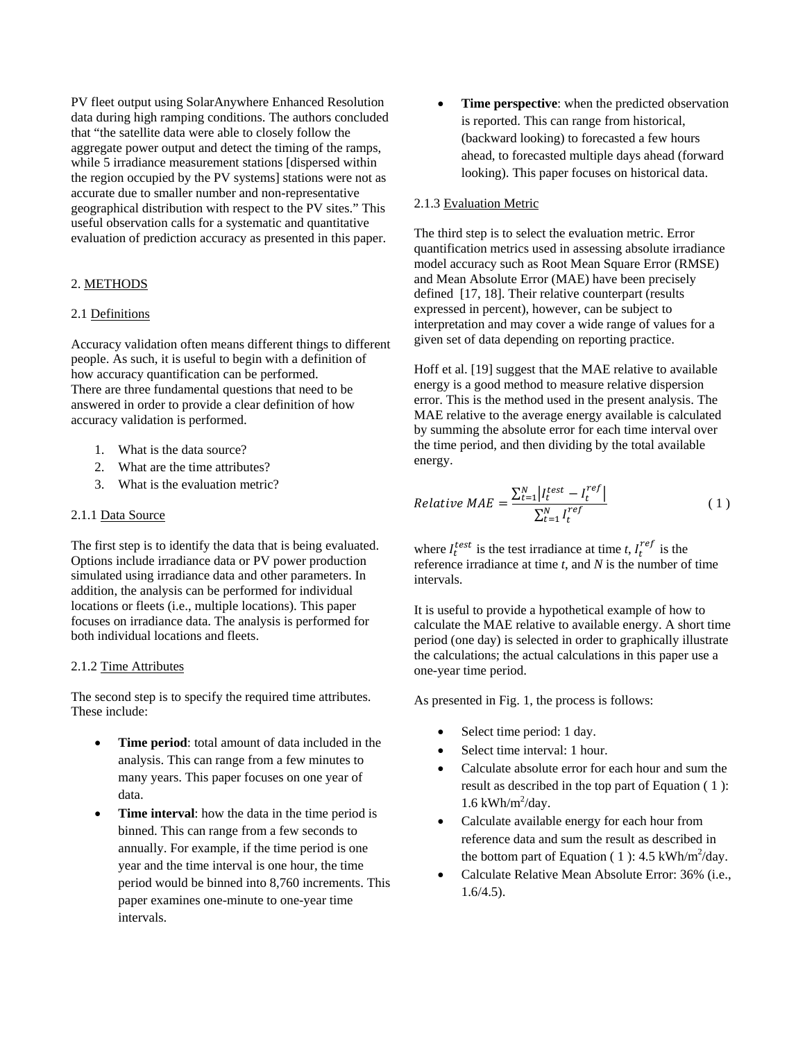PV fleet output using SolarAnywhere Enhanced Resolution data during high ramping conditions. The authors concluded that "the satellite data were able to closely follow the aggregate power output and detect the timing of the ramps, while 5 irradiance measurement stations [dispersed within the region occupied by the PV systems] stations were not as accurate due to smaller number and non-representative geographical distribution with respect to the PV sites." This useful observation calls for a systematic and quantitative evaluation of prediction accuracy as presented in this paper.

## 2. METHODS

### 2.1 Definitions

Accuracy validation often means different things to different people. As such, it is useful to begin with a definition of how accuracy quantification can be performed.
There are three fundamental questions that need to be answered in order to provide a clear definition of how accuracy validation is performed.

1. What is the data source?
2. What are the time attributes?
3. What is the evaluation metric?

#### 2.1.1 Data Source

The first step is to identify the data that is being evaluated. Options include irradiance data or PV power production simulated using irradiance data and other parameters. In addition, the analysis can be performed for individual locations or fleets (i.e., multiple locations). This paper focuses on irradiance data. The analysis is performed for both individual locations and fleets.

#### 2.1.2 Time Attributes

The second step is to specify the required time attributes. These include:

- **Time period**: total amount of data included in the analysis. This can range from a few minutes to many years. This paper focuses on one year of data.
- **Time interval**: how the data in the time period is binned. This can range from a few seconds to annually. For example, if the time period is one year and the time interval is one hour, the time period would be binned into 8,760 increments. This paper examines one-minute to one-year time intervals.
- **Time perspective**: when the predicted observation is reported. This can range from historical, (backward looking) to forecasted a few hours ahead, to forecasted multiple days ahead (forward looking). This paper focuses on historical data.

#### 2.1.3 Evaluation Metric

The third step is to select the evaluation metric. Error quantification metrics used in assessing absolute irradiance model accuracy such as Root Mean Square Error (RMSE) and Mean Absolute Error (MAE) have been precisely defined [17, 18]. Their relative counterpart (results expressed in percent), however, can be subject to interpretation and may cover a wide range of values for a given set of data depending on reporting practice.

Hoff et al. [19] suggest that the MAE relative to available energy is a good method to measure relative dispersion error. This is the method used in the present analysis. The MAE relative to the average energy available is calculated by summing the absolute error for each time interval over the time period, and then dividing by the total available energy.

$$Relative\ MAE = \frac{\sum_{t=1}^{N} \left| I_t^{test} - I_t^{ref} \right|}{\sum_{t=1}^{N} I_t^{ref}} \qquad (1)$$

where $I_t^{test}$ is the test irradiance at time *t*, $I_t^{ref}$ is the reference irradiance at time *t*, and *N* is the number of time intervals.

It is useful to provide a hypothetical example of how to calculate the MAE relative to available energy. A short time period (one day) is selected in order to graphically illustrate the calculations; the actual calculations in this paper use a one-year time period.

As presented in Fig. 1, the process is follows:

- Select time period: 1 day.
- Select time interval: 1 hour.
- Calculate absolute error for each hour and sum the result as described in the top part of Equation ( 1 ): 1.6 kWh/m$^2$/day.
- Calculate available energy for each hour from reference data and sum the result as described in the bottom part of Equation ( 1 ): 4.5 kWh/m$^2$/day.
- Calculate Relative Mean Absolute Error: 36% (i.e., 1.6/4.5).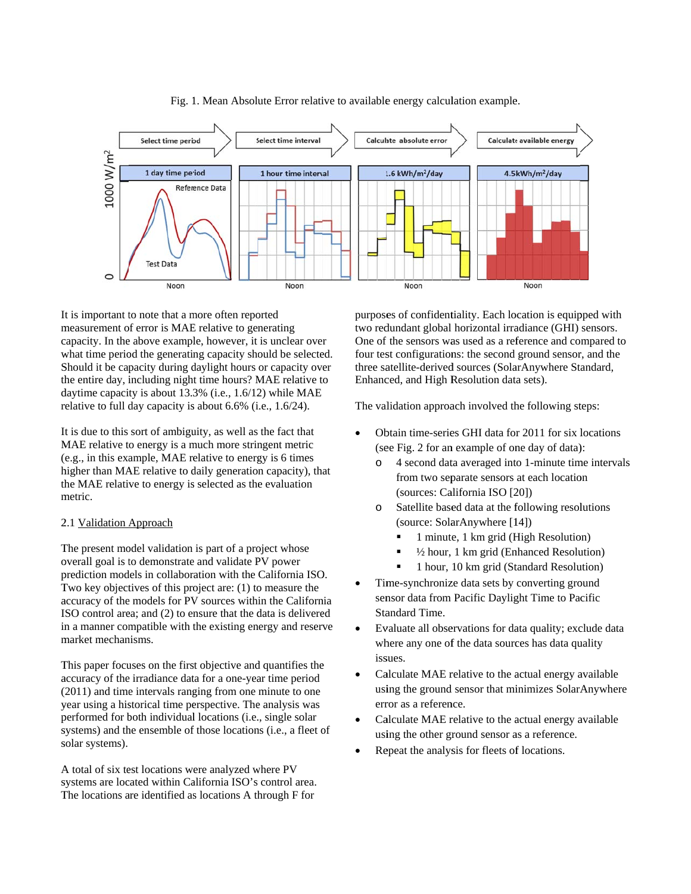Fig. 1. Mean Absolute Error relative to available energy calculation example.

It is important to note that a more often reported measurement of error is MAE relative to generating capacity. In the above example, however, it is unclear over what time period the generating capacity should be selected. Should it be capacity during daylight hours or capacity over the entire day, including night time hours? MAE relative to daytime capacity is about 13.3% (i.e., 1.6/12) while MAE relative to full day capacity is about 6.6% (i.e., 1.6/24).

It is due to this sort of ambiguity, as well as the fact that MAE relative to energy is a much more stringent metric (e.g., in this example, MAE relative to energy is 6 times higher than MAE relative to daily generation capacity), that the MAE relative to energy is selected as the evaluation metric.

### 2.1 Validation Approach

The present model validation is part of a project whose overall goal is to demonstrate and validate PV power prediction models in collaboration with the California ISO. Two key objectives of this project are: (1) to measure the accuracy of the models for PV sources within the California ISO control area; and (2) to ensure that the data is delivered in a manner compatible with the existing energy and reserve market mechanisms.

This paper focuses on the first objective and quantifies the accuracy of the irradiance data for a one-year time period (2011) and time intervals ranging from one minute to one year using a historical time perspective. The analysis was performed for both individual locations (i.e., single solar systems) and the ensemble of those locations (i.e., a fleet of solar systems).

A total of six test locations were analyzed where PV systems are located within California ISO's control area. The locations are identified as locations A through F for purposes of confidentiality. Each location is equipped with two redundant global horizontal irradiance (GHI) sensors. One of the sensors was used as a reference and compared to four test configurations: the second ground sensor, and the three satellite-derived sources (SolarAnywhere Standard, Enhanced, and High Resolution data sets).

The validation approach involved the following steps:

- Obtain time-series GHI data for 2011 for six locations (see Fig. 2 for an example of one day of data):
  - 4 second data averaged into 1-minute time intervals from two separate sensors at each location (sources: California ISO [20])
  - Satellite based data at the following resolutions (source: SolarAnywhere [14])
    - 1 minute, 1 km grid (High Resolution)
    - ½ hour, 1 km grid (Enhanced Resolution)
    - 1 hour, 10 km grid (Standard Resolution)
- Time-synchronize data sets by converting ground sensor data from Pacific Daylight Time to Pacific Standard Time.
- Evaluate all observations for data quality; exclude data where any one of the data sources has data quality issues.
- Calculate MAE relative to the actual energy available using the ground sensor that minimizes SolarAnywhere error as a reference.
- Calculate MAE relative to the actual energy available using the other ground sensor as a reference.
- Repeat the analysis for fleets of locations.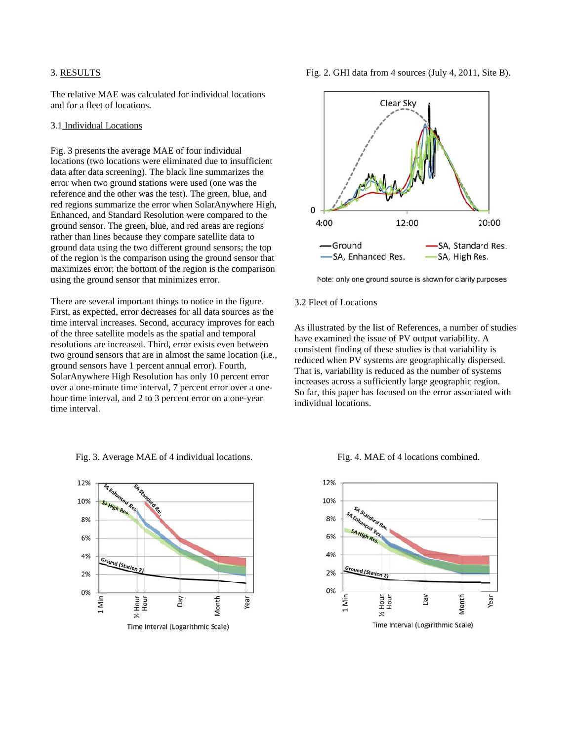## 3. RESULTS

The relative MAE was calculated for individual locations and for a fleet of locations.

### 3.1 Individual Locations

Fig. 3 presents the average MAE of four individual locations (two locations were eliminated due to insufficient data after data screening). The black line summarizes the error when two ground stations were used (one was the reference and the other was the test). The green, blue, and red regions summarize the error when SolarAnywhere High, Enhanced, and Standard Resolution were compared to the ground sensor. The green, blue, and red areas are regions rather than lines because they compare satellite data to ground data using the two different ground sensors; the top of the region is the comparison using the ground sensor that maximizes error; the bottom of the region is the comparison using the ground sensor that minimizes error.

There are several important things to notice in the figure. First, as expected, error decreases for all data sources as the time interval increases. Second, accuracy improves for each of the three satellite models as the spatial and temporal resolutions are increased. Third, error exists even between two ground sensors that are in almost the same location (i.e., ground sensors have 1 percent annual error). Fourth, SolarAnywhere High Resolution has only 10 percent error over a one-minute time interval, 7 percent error over a one-hour time interval, and 2 to 3 percent error on a one-year time interval.

Fig. 2. GHI data from 4 sources (July 4, 2011, Site B).

Note: only one ground source is shown for clarity purposes

### 3.2 Fleet of Locations

As illustrated by the list of References, a number of studies have examined the issue of PV output variability. A consistent finding of these studies is that variability is reduced when PV systems are geographically dispersed. That is, variability is reduced as the number of systems increases across a sufficiently large geographic region. So far, this paper has focused on the error associated with individual locations.

Fig. 3. Average MAE of 4 individual locations.

Fig. 4. MAE of 4 locations combined.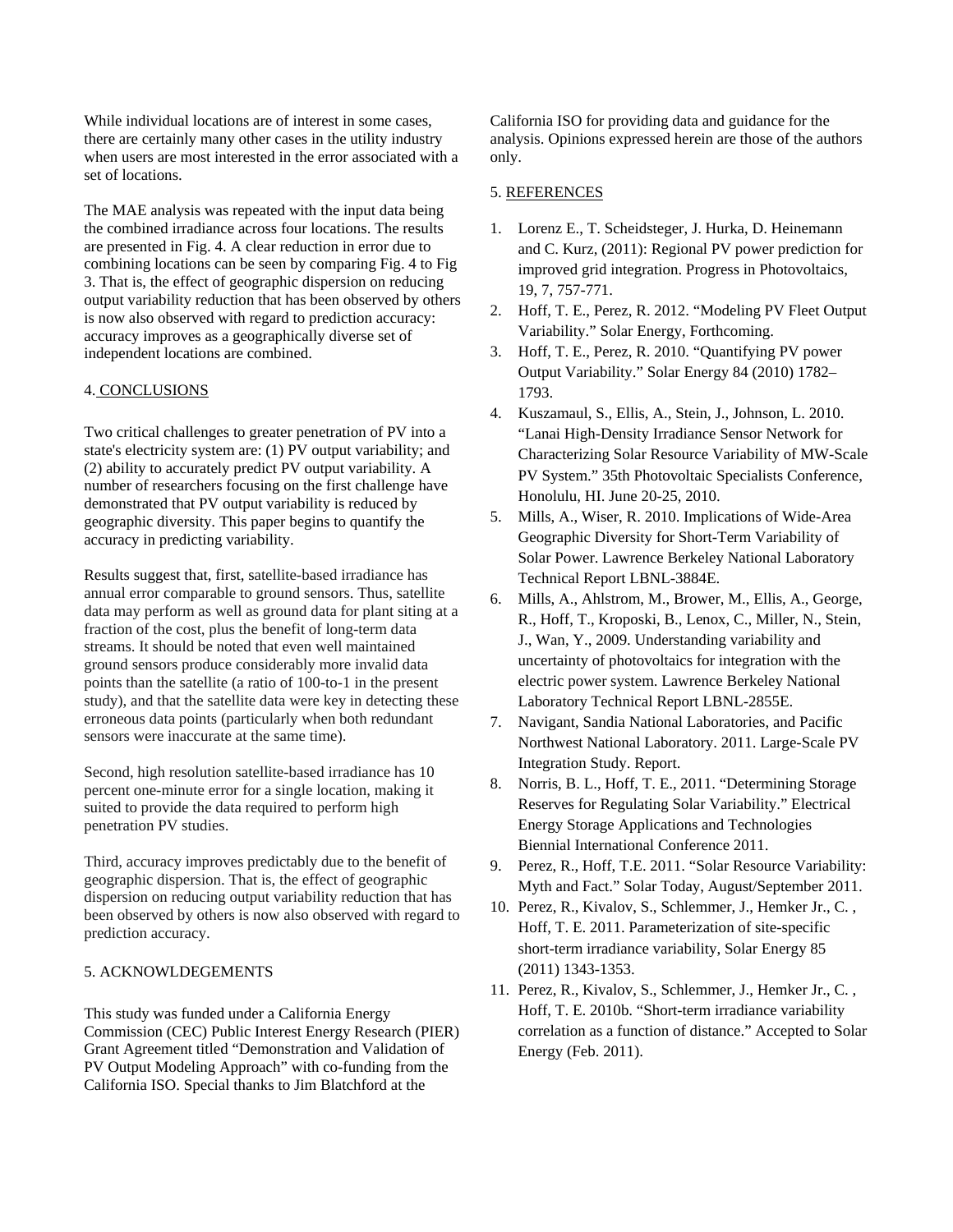While individual locations are of interest in some cases, there are certainly many other cases in the utility industry when users are most interested in the error associated with a set of locations.

The MAE analysis was repeated with the input data being the combined irradiance across four locations. The results are presented in Fig. 4. A clear reduction in error due to combining locations can be seen by comparing Fig. 4 to Fig 3. That is, the effect of geographic dispersion on reducing output variability reduction that has been observed by others is now also observed with regard to prediction accuracy: accuracy improves as a geographically diverse set of independent locations are combined.

## 4. CONCLUSIONS

Two critical challenges to greater penetration of PV into a state's electricity system are: (1) PV output variability; and (2) ability to accurately predict PV output variability. A number of researchers focusing on the first challenge have demonstrated that PV output variability is reduced by geographic diversity. This paper begins to quantify the accuracy in predicting variability.

Results suggest that, first, satellite-based irradiance has annual error comparable to ground sensors. Thus, satellite data may perform as well as ground data for plant siting at a fraction of the cost, plus the benefit of long-term data streams. It should be noted that even well maintained ground sensors produce considerably more invalid data points than the satellite (a ratio of 100-to-1 in the present study), and that the satellite data were key in detecting these erroneous data points (particularly when both redundant sensors were inaccurate at the same time).

Second, high resolution satellite-based irradiance has 10 percent one-minute error for a single location, making it suited to provide the data required to perform high penetration PV studies.

Third, accuracy improves predictably due to the benefit of geographic dispersion. That is, the effect of geographic dispersion on reducing output variability reduction that has been observed by others is now also observed with regard to prediction accuracy.

## 5. ACKNOWLDEGEMENTS

This study was funded under a California Energy Commission (CEC) Public Interest Energy Research (PIER) Grant Agreement titled "Demonstration and Validation of PV Output Modeling Approach" with co-funding from the California ISO. Special thanks to Jim Blatchford at the California ISO for providing data and guidance for the analysis. Opinions expressed herein are those of the authors only.

## 5. REFERENCES

1. Lorenz E., T. Scheidsteger, J. Hurka, D. Heinemann and C. Kurz, (2011): Regional PV power prediction for improved grid integration. Progress in Photovoltaics, 19, 7, 757-771.
2. Hoff, T. E., Perez, R. 2012. "Modeling PV Fleet Output Variability." Solar Energy, Forthcoming.
3. Hoff, T. E., Perez, R. 2010. "Quantifying PV power Output Variability." Solar Energy 84 (2010) 1782–1793.
4. Kuszamaul, S., Ellis, A., Stein, J., Johnson, L. 2010. "Lanai High-Density Irradiance Sensor Network for Characterizing Solar Resource Variability of MW-Scale PV System." 35th Photovoltaic Specialists Conference, Honolulu, HI. June 20-25, 2010.
5. Mills, A., Wiser, R. 2010. Implications of Wide-Area Geographic Diversity for Short-Term Variability of Solar Power. Lawrence Berkeley National Laboratory Technical Report LBNL-3884E.
6. Mills, A., Ahlstrom, M., Brower, M., Ellis, A., George, R., Hoff, T., Kroposki, B., Lenox, C., Miller, N., Stein, J., Wan, Y., 2009. Understanding variability and uncertainty of photovoltaics for integration with the electric power system. Lawrence Berkeley National Laboratory Technical Report LBNL-2855E.
7. Navigant, Sandia National Laboratories, and Pacific Northwest National Laboratory. 2011. Large-Scale PV Integration Study. Report.
8. Norris, B. L., Hoff, T. E., 2011. "Determining Storage Reserves for Regulating Solar Variability." Electrical Energy Storage Applications and Technologies Biennial International Conference 2011.
9. Perez, R., Hoff, T.E. 2011. "Solar Resource Variability: Myth and Fact." Solar Today, August/September 2011.
10. Perez, R., Kivalov, S., Schlemmer, J., Hemker Jr., C. , Hoff, T. E. 2011. Parameterization of site-specific short-term irradiance variability, Solar Energy 85 (2011) 1343-1353.
11. Perez, R., Kivalov, S., Schlemmer, J., Hemker Jr., C. , Hoff, T. E. 2010b. "Short-term irradiance variability correlation as a function of distance." Accepted to Solar Energy (Feb. 2011).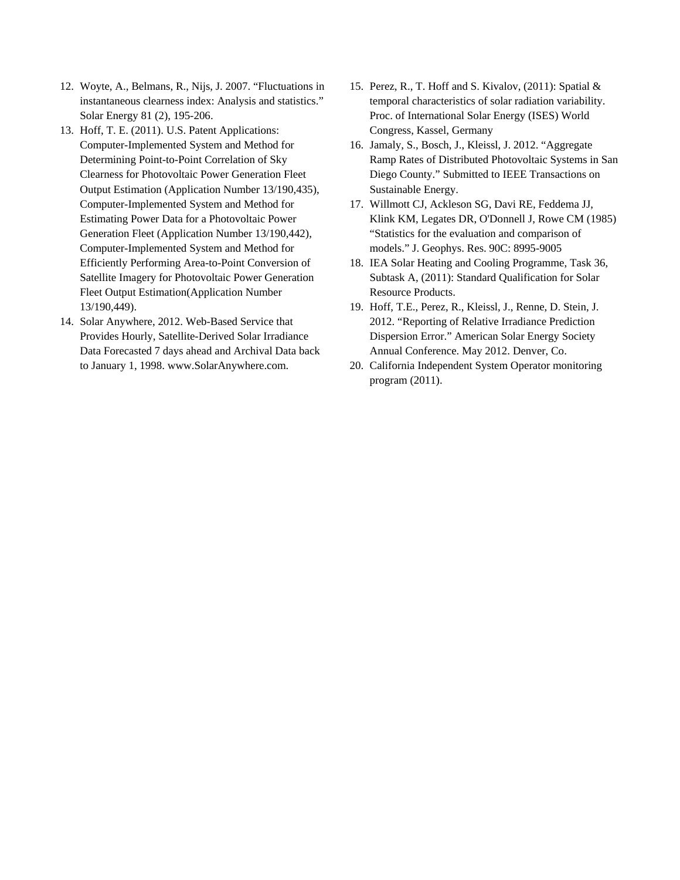12. Woyte, A., Belmans, R., Nijs, J. 2007. “Fluctuations in instantaneous clearness index: Analysis and statistics.” Solar Energy 81 (2), 195-206.
13. Hoff, T. E. (2011). U.S. Patent Applications: Computer-Implemented System and Method for Determining Point-to-Point Correlation of Sky Clearness for Photovoltaic Power Generation Fleet Output Estimation (Application Number 13/190,435), Computer-Implemented System and Method for Estimating Power Data for a Photovoltaic Power Generation Fleet (Application Number 13/190,442), Computer-Implemented System and Method for Efficiently Performing Area-to-Point Conversion of Satellite Imagery for Photovoltaic Power Generation Fleet Output Estimation(Application Number 13/190,449).
14. Solar Anywhere, 2012. Web-Based Service that Provides Hourly, Satellite-Derived Solar Irradiance Data Forecasted 7 days ahead and Archival Data back to January 1, 1998. www.SolarAnywhere.com.
15. Perez, R., T. Hoff and S. Kivalov, (2011): Spatial & temporal characteristics of solar radiation variability. Proc. of International Solar Energy (ISES) World Congress, Kassel, Germany
16. Jamaly, S., Bosch, J., Kleissl, J. 2012. “Aggregate Ramp Rates of Distributed Photovoltaic Systems in San Diego County.” Submitted to IEEE Transactions on Sustainable Energy.
17. Willmott CJ, Ackleson SG, Davi RE, Feddema JJ, Klink KM, Legates DR, O'Donnell J, Rowe CM (1985) “Statistics for the evaluation and comparison of models.” J. Geophys. Res. 90C: 8995-9005
18. IEA Solar Heating and Cooling Programme, Task 36, Subtask A, (2011): Standard Qualification for Solar Resource Products.
19. Hoff, T.E., Perez, R., Kleissl, J., Renne, D. Stein, J. 2012. “Reporting of Relative Irradiance Prediction Dispersion Error.” American Solar Energy Society Annual Conference. May 2012. Denver, Co.
20. California Independent System Operator monitoring program (2011).